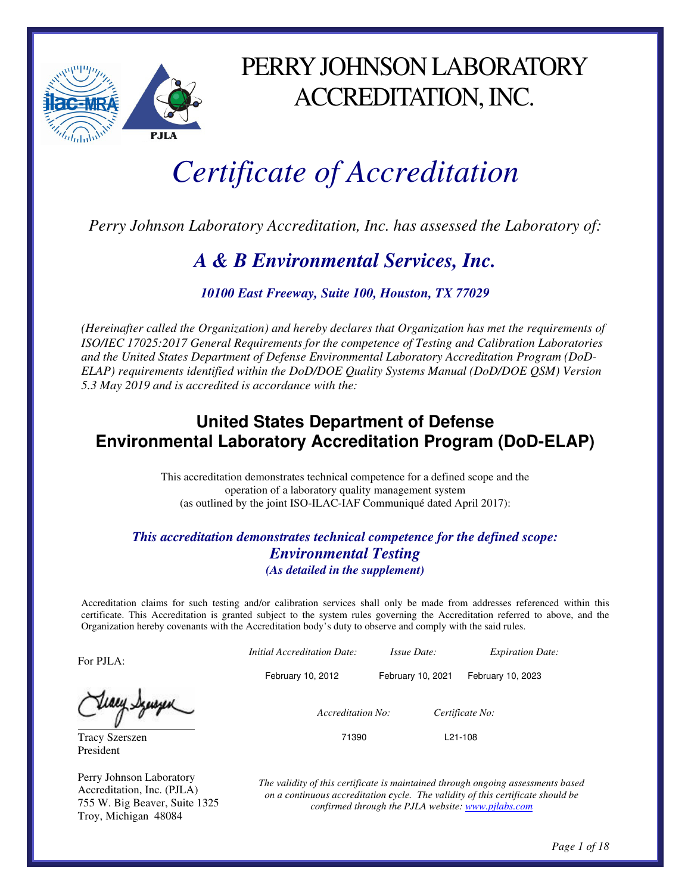# PERRY JOHNSON LABORATORY ACCREDITATION, INC.

PJLA

# *Certificate of Accreditation*

*Perry Johnson Laboratory Accreditation, Inc. has assessed the Laboratory of:*

## ***A & B Environmental Services, Inc.***

***10100 East Freeway, Suite 100, Houston, TX 77029***

*(Hereinafter called the Organization) and hereby declares that Organization has met the requirements of ISO/IEC 17025:2017 General Requirements for the competence of Testing and Calibration Laboratories and the United States Department of Defense Environmental Laboratory Accreditation Program (DoD-ELAP) requirements identified within the DoD/DOE Quality Systems Manual (DoD/DOE QSM) Version 5.3 May 2019 and is accredited is accordance with the:*

## **United States Department of Defense Environmental Laboratory Accreditation Program (DoD-ELAP)**

This accreditation demonstrates technical competence for a defined scope and the operation of a laboratory quality management system (as outlined by the joint ISO-ILAC-IAF Communiqué dated April 2017):

***This accreditation demonstrates technical competence for the defined scope:***
***Environmental Testing***
***(As detailed in the supplement)***

Accreditation claims for such testing and/or calibration services shall only be made from addresses referenced within this certificate. This Accreditation is granted subject to the system rules governing the Accreditation referred to above, and the Organization hereby covenants with the Accreditation body's duty to observe and comply with the said rules.

For PJLA:

Tracy Szerszen
President

Perry Johnson Laboratory Accreditation, Inc. (PJLA)
755 W. Big Beaver, Suite 1325
Troy, Michigan 48084

| *Initial Accreditation Date:* | *Issue Date:* | *Expiration Date:* |
|---|---|---|
| February 10, 2012 | February 10, 2021 | February 10, 2023 |

| *Accreditation No:* | *Certificate No:* |
|---|---|
| 71390 | L21-108 |

*The validity of this certificate is maintained through ongoing assessments based on a continuous accreditation cycle. The validity of this certificate should be confirmed through the PJLA website: [www.pjlabs.com](http://www.pjlabs.com)*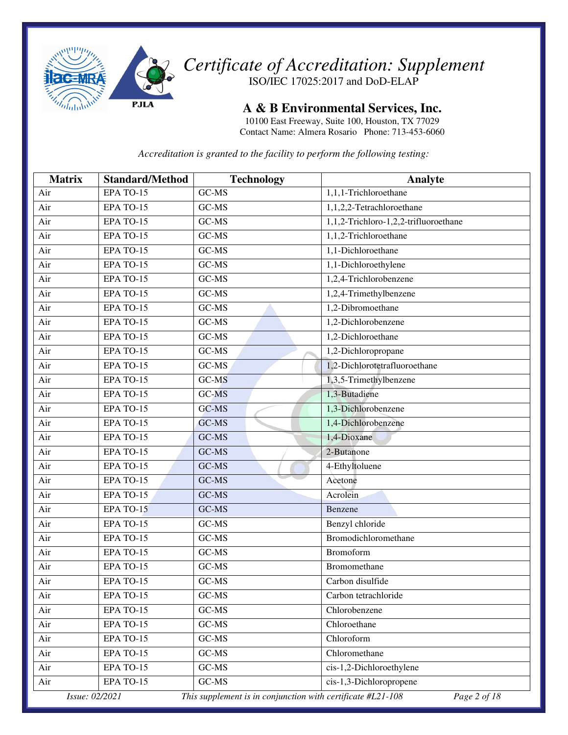# *Certificate of Accreditation: Supplement*

ISO/IEC 17025:2017 and DoD-ELAP

## A & B Environmental Services, Inc.

10100 East Freeway, Suite 100, Houston, TX 77029
Contact Name: Almera Rosario Phone: 713-453-6060

*Accreditation is granted to the facility to perform the following testing:*

| Matrix | Standard/Method | Technology | Analyte |
|---|---|---|---|
| Air | EPA TO-15 | GC-MS | 1,1,1-Trichloroethane |
| Air | EPA TO-15 | GC-MS | 1,1,2,2-Tetrachloroethane |
| Air | EPA TO-15 | GC-MS | 1,1,2-Trichloro-1,2,2-trifluoroethane |
| Air | EPA TO-15 | GC-MS | 1,1,2-Trichloroethane |
| Air | EPA TO-15 | GC-MS | 1,1-Dichloroethane |
| Air | EPA TO-15 | GC-MS | 1,1-Dichloroethylene |
| Air | EPA TO-15 | GC-MS | 1,2,4-Trichlorobenzene |
| Air | EPA TO-15 | GC-MS | 1,2,4-Trimethylbenzene |
| Air | EPA TO-15 | GC-MS | 1,2-Dibromoethane |
| Air | EPA TO-15 | GC-MS | 1,2-Dichlorobenzene |
| Air | EPA TO-15 | GC-MS | 1,2-Dichloroethane |
| Air | EPA TO-15 | GC-MS | 1,2-Dichloropropane |
| Air | EPA TO-15 | GC-MS | 1,2-Dichlorotetrafluoroethane |
| Air | EPA TO-15 | GC-MS | 1,3,5-Trimethylbenzene |
| Air | EPA TO-15 | GC-MS | 1,3-Butadiene |
| Air | EPA TO-15 | GC-MS | 1,3-Dichlorobenzene |
| Air | EPA TO-15 | GC-MS | 1,4-Dichlorobenzene |
| Air | EPA TO-15 | GC-MS | 1,4-Dioxane |
| Air | EPA TO-15 | GC-MS | 2-Butanone |
| Air | EPA TO-15 | GC-MS | 4-Ethyltoluene |
| Air | EPA TO-15 | GC-MS | Acetone |
| Air | EPA TO-15 | GC-MS | Acrolein |
| Air | EPA TO-15 | GC-MS | Benzene |
| Air | EPA TO-15 | GC-MS | Benzyl chloride |
| Air | EPA TO-15 | GC-MS | Bromodichloromethane |
| Air | EPA TO-15 | GC-MS | Bromoform |
| Air | EPA TO-15 | GC-MS | Bromomethane |
| Air | EPA TO-15 | GC-MS | Carbon disulfide |
| Air | EPA TO-15 | GC-MS | Carbon tetrachloride |
| Air | EPA TO-15 | GC-MS | Chlorobenzene |
| Air | EPA TO-15 | GC-MS | Chloroethane |
| Air | EPA TO-15 | GC-MS | Chloroform |
| Air | EPA TO-15 | GC-MS | Chloromethane |
| Air | EPA TO-15 | GC-MS | cis-1,2-Dichloroethylene |
| Air | EPA TO-15 | GC-MS | cis-1,3-Dichloropropene |

*Issue: 02/2021* *This supplement is in conjunction with certificate #L21-108*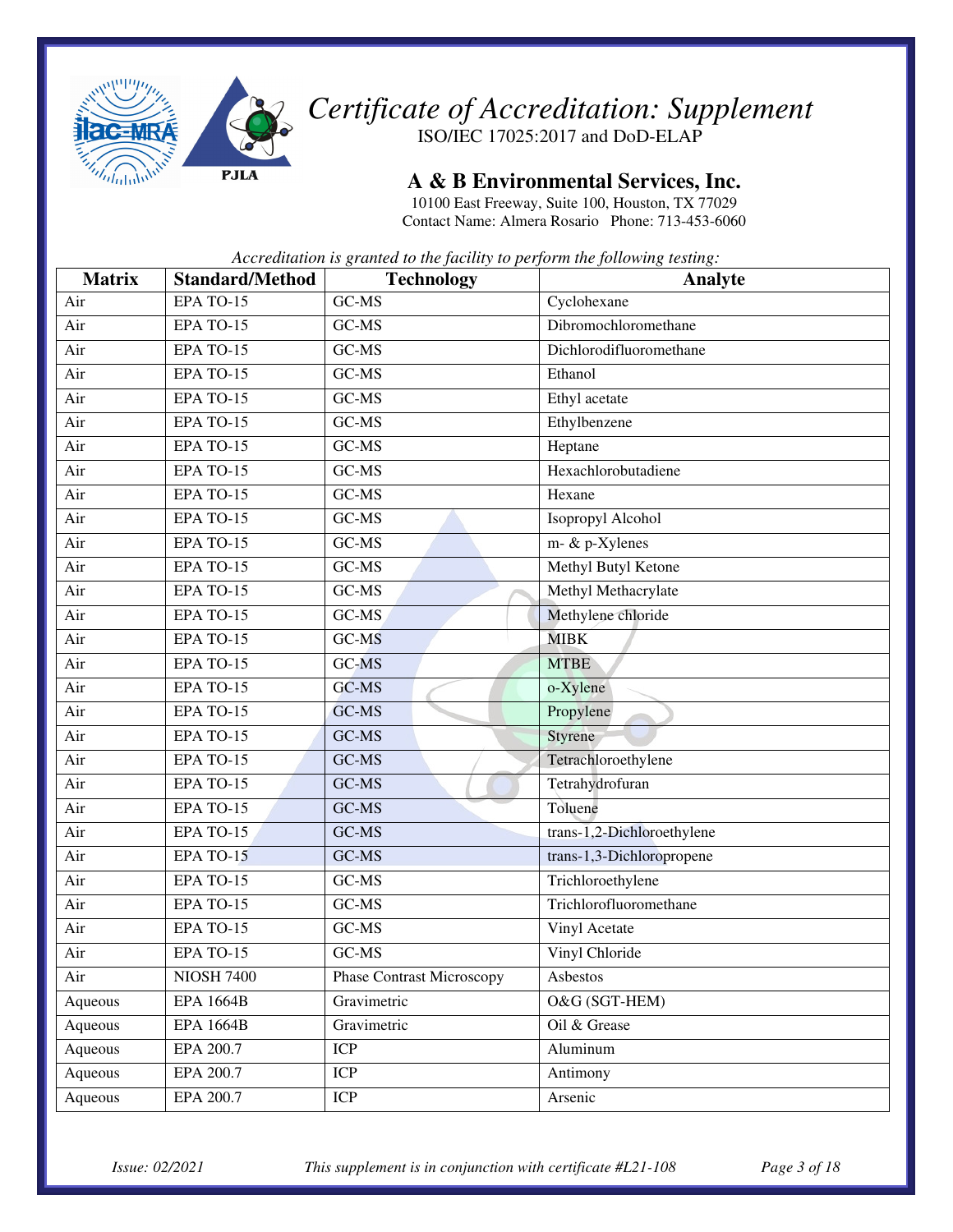# *Certificate of Accreditation: Supplement*

ISO/IEC 17025:2017 and DoD-ELAP

## A & B Environmental Services, Inc.

10100 East Freeway, Suite 100, Houston, TX 77029
Contact Name: Almera Rosario Phone: 713-453-6060

*Accreditation is granted to the facility to perform the following testing:*

| Matrix | Standard/Method | Technology | Analyte |
|---|---|---|---|
| Air | EPA TO-15 | GC-MS | Cyclohexane |
| Air | EPA TO-15 | GC-MS | Dibromochloromethane |
| Air | EPA TO-15 | GC-MS | Dichlorodifluoromethane |
| Air | EPA TO-15 | GC-MS | Ethanol |
| Air | EPA TO-15 | GC-MS | Ethyl acetate |
| Air | EPA TO-15 | GC-MS | Ethylbenzene |
| Air | EPA TO-15 | GC-MS | Heptane |
| Air | EPA TO-15 | GC-MS | Hexachlorobutadiene |
| Air | EPA TO-15 | GC-MS | Hexane |
| Air | EPA TO-15 | GC-MS | Isopropyl Alcohol |
| Air | EPA TO-15 | GC-MS | m- & p-Xylenes |
| Air | EPA TO-15 | GC-MS | Methyl Butyl Ketone |
| Air | EPA TO-15 | GC-MS | Methyl Methacrylate |
| Air | EPA TO-15 | GC-MS | Methylene chloride |
| Air | EPA TO-15 | GC-MS | MIBK |
| Air | EPA TO-15 | GC-MS | MTBE |
| Air | EPA TO-15 | GC-MS | o-Xylene |
| Air | EPA TO-15 | GC-MS | Propylene |
| Air | EPA TO-15 | GC-MS | Styrene |
| Air | EPA TO-15 | GC-MS | Tetrachloroethylene |
| Air | EPA TO-15 | GC-MS | Tetrahydrofuran |
| Air | EPA TO-15 | GC-MS | Toluene |
| Air | EPA TO-15 | GC-MS | trans-1,2-Dichloroethylene |
| Air | EPA TO-15 | GC-MS | trans-1,3-Dichloropropene |
| Air | EPA TO-15 | GC-MS | Trichloroethylene |
| Air | EPA TO-15 | GC-MS | Trichlorofluoromethane |
| Air | EPA TO-15 | GC-MS | Vinyl Acetate |
| Air | EPA TO-15 | GC-MS | Vinyl Chloride |
| Air | NIOSH 7400 | Phase Contrast Microscopy | Asbestos |
| Aqueous | EPA 1664B | Gravimetric | O&G (SGT-HEM) |
| Aqueous | EPA 1664B | Gravimetric | Oil & Grease |
| Aqueous | EPA 200.7 | ICP | Aluminum |
| Aqueous | EPA 200.7 | ICP | Antimony |
| Aqueous | EPA 200.7 | ICP | Arsenic |

*Issue: 02/2021* *This supplement is in conjunction with certificate #L21-108*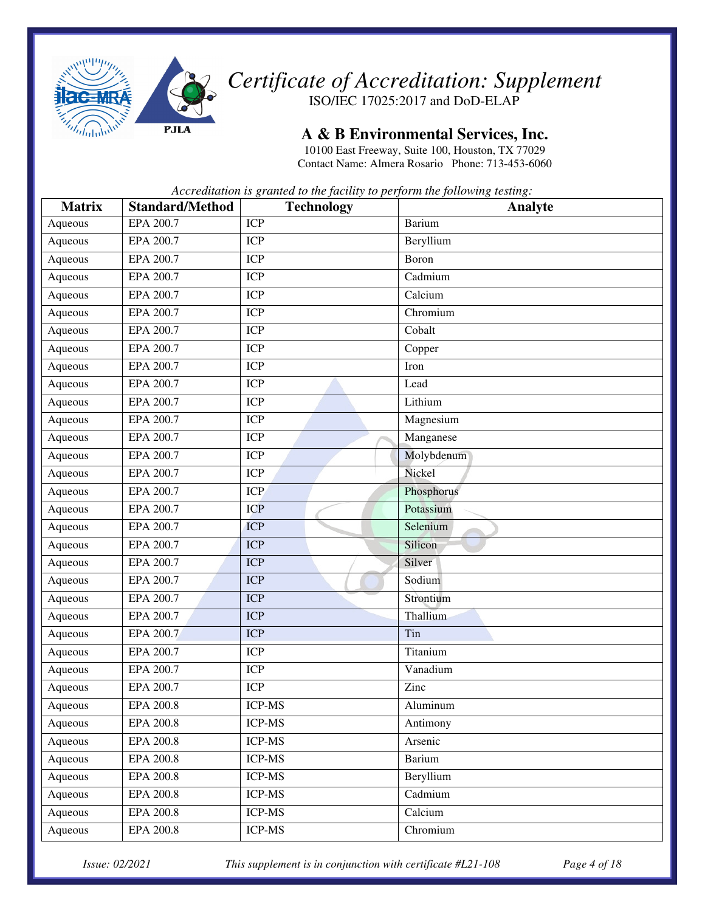# Certificate of Accreditation: Supplement

ISO/IEC 17025:2017 and DoD-ELAP

## A & B Environmental Services, Inc.

10100 East Freeway, Suite 100, Houston, TX 77029
Contact Name: Almera Rosario  Phone: 713-453-6060

*Accreditation is granted to the facility to perform the following testing:*

| Matrix | Standard/Method | Technology | Analyte |
|---|---|---|---|
| Aqueous | EPA 200.7 | ICP | Barium |
| Aqueous | EPA 200.7 | ICP | Beryllium |
| Aqueous | EPA 200.7 | ICP | Boron |
| Aqueous | EPA 200.7 | ICP | Cadmium |
| Aqueous | EPA 200.7 | ICP | Calcium |
| Aqueous | EPA 200.7 | ICP | Chromium |
| Aqueous | EPA 200.7 | ICP | Cobalt |
| Aqueous | EPA 200.7 | ICP | Copper |
| Aqueous | EPA 200.7 | ICP | Iron |
| Aqueous | EPA 200.7 | ICP | Lead |
| Aqueous | EPA 200.7 | ICP | Lithium |
| Aqueous | EPA 200.7 | ICP | Magnesium |
| Aqueous | EPA 200.7 | ICP | Manganese |
| Aqueous | EPA 200.7 | ICP | Molybdenum |
| Aqueous | EPA 200.7 | ICP | Nickel |
| Aqueous | EPA 200.7 | ICP | Phosphorus |
| Aqueous | EPA 200.7 | ICP | Potassium |
| Aqueous | EPA 200.7 | ICP | Selenium |
| Aqueous | EPA 200.7 | ICP | Silicon |
| Aqueous | EPA 200.7 | ICP | Silver |
| Aqueous | EPA 200.7 | ICP | Sodium |
| Aqueous | EPA 200.7 | ICP | Strontium |
| Aqueous | EPA 200.7 | ICP | Thallium |
| Aqueous | EPA 200.7 | ICP | Tin |
| Aqueous | EPA 200.7 | ICP | Titanium |
| Aqueous | EPA 200.7 | ICP | Vanadium |
| Aqueous | EPA 200.7 | ICP | Zinc |
| Aqueous | EPA 200.8 | ICP-MS | Aluminum |
| Aqueous | EPA 200.8 | ICP-MS | Antimony |
| Aqueous | EPA 200.8 | ICP-MS | Arsenic |
| Aqueous | EPA 200.8 | ICP-MS | Barium |
| Aqueous | EPA 200.8 | ICP-MS | Beryllium |
| Aqueous | EPA 200.8 | ICP-MS | Cadmium |
| Aqueous | EPA 200.8 | ICP-MS | Calcium |
| Aqueous | EPA 200.8 | ICP-MS | Chromium |

*Issue: 02/2021*  *This supplement is in conjunction with certificate #L21-108*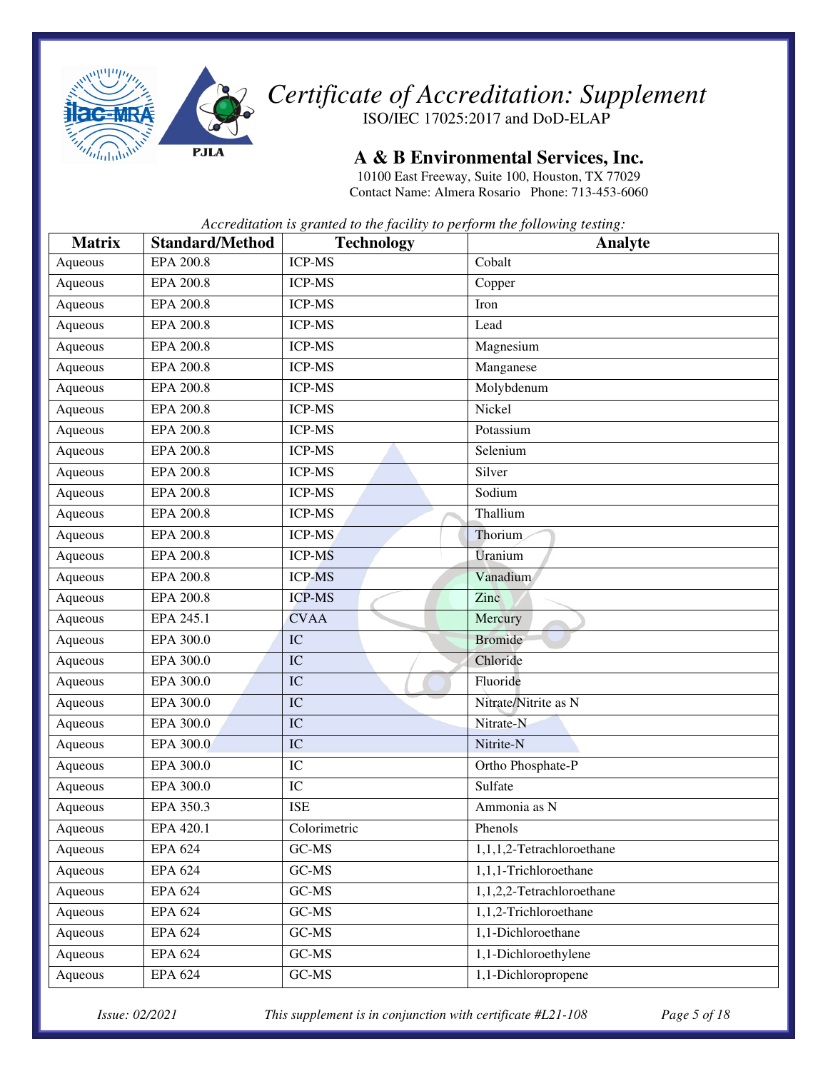# Certificate of Accreditation: Supplement

ISO/IEC 17025:2017 and DoD-ELAP

## A & B Environmental Services, Inc.

10100 East Freeway, Suite 100, Houston, TX 77029
Contact Name: Almera Rosario Phone: 713-453-6060

*Accreditation is granted to the facility to perform the following testing:*

| Matrix | Standard/Method | Technology | Analyte |
|---|---|---|---|
| Aqueous | EPA 200.8 | ICP-MS | Cobalt |
| Aqueous | EPA 200.8 | ICP-MS | Copper |
| Aqueous | EPA 200.8 | ICP-MS | Iron |
| Aqueous | EPA 200.8 | ICP-MS | Lead |
| Aqueous | EPA 200.8 | ICP-MS | Magnesium |
| Aqueous | EPA 200.8 | ICP-MS | Manganese |
| Aqueous | EPA 200.8 | ICP-MS | Molybdenum |
| Aqueous | EPA 200.8 | ICP-MS | Nickel |
| Aqueous | EPA 200.8 | ICP-MS | Potassium |
| Aqueous | EPA 200.8 | ICP-MS | Selenium |
| Aqueous | EPA 200.8 | ICP-MS | Silver |
| Aqueous | EPA 200.8 | ICP-MS | Sodium |
| Aqueous | EPA 200.8 | ICP-MS | Thallium |
| Aqueous | EPA 200.8 | ICP-MS | Thorium |
| Aqueous | EPA 200.8 | ICP-MS | Uranium |
| Aqueous | EPA 200.8 | ICP-MS | Vanadium |
| Aqueous | EPA 200.8 | ICP-MS | Zinc |
| Aqueous | EPA 245.1 | CVAA | Mercury |
| Aqueous | EPA 300.0 | IC | Bromide |
| Aqueous | EPA 300.0 | IC | Chloride |
| Aqueous | EPA 300.0 | IC | Fluoride |
| Aqueous | EPA 300.0 | IC | Nitrate/Nitrite as N |
| Aqueous | EPA 300.0 | IC | Nitrate-N |
| Aqueous | EPA 300.0 | IC | Nitrite-N |
| Aqueous | EPA 300.0 | IC | Ortho Phosphate-P |
| Aqueous | EPA 300.0 | IC | Sulfate |
| Aqueous | EPA 350.3 | ISE | Ammonia as N |
| Aqueous | EPA 420.1 | Colorimetric | Phenols |
| Aqueous | EPA 624 | GC-MS | 1,1,1,2-Tetrachloroethane |
| Aqueous | EPA 624 | GC-MS | 1,1,1-Trichloroethane |
| Aqueous | EPA 624 | GC-MS | 1,1,2,2-Tetrachloroethane |
| Aqueous | EPA 624 | GC-MS | 1,1,2-Trichloroethane |
| Aqueous | EPA 624 | GC-MS | 1,1-Dichloroethane |
| Aqueous | EPA 624 | GC-MS | 1,1-Dichloroethylene |
| Aqueous | EPA 624 | GC-MS | 1,1-Dichloropropene |

*Issue: 02/2021* *This supplement is in conjunction with certificate #L21-108*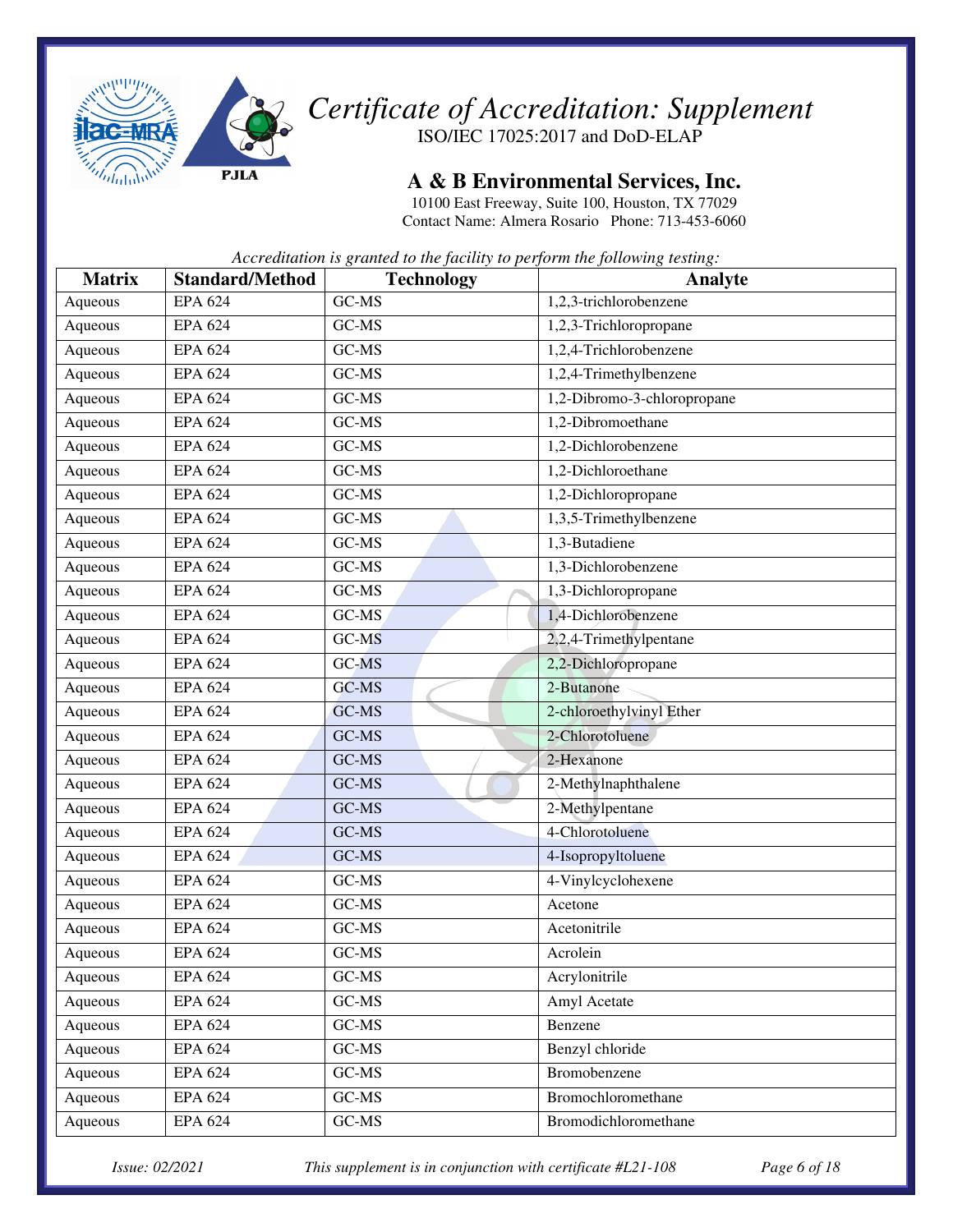# Certificate of Accreditation: Supplement

ISO/IEC 17025:2017 and DoD-ELAP

## A & B Environmental Services, Inc.

10100 East Freeway, Suite 100, Houston, TX 77029
Contact Name: Almera Rosario Phone: 713-453-6060

*Accreditation is granted to the facility to perform the following testing:*

| Matrix | Standard/Method | Technology | Analyte |
|---|---|---|---|
| Aqueous | EPA 624 | GC-MS | 1,2,3-trichlorobenzene |
| Aqueous | EPA 624 | GC-MS | 1,2,3-Trichloropropane |
| Aqueous | EPA 624 | GC-MS | 1,2,4-Trichlorobenzene |
| Aqueous | EPA 624 | GC-MS | 1,2,4-Trimethylbenzene |
| Aqueous | EPA 624 | GC-MS | 1,2-Dibromo-3-chloropropane |
| Aqueous | EPA 624 | GC-MS | 1,2-Dibromoethane |
| Aqueous | EPA 624 | GC-MS | 1,2-Dichlorobenzene |
| Aqueous | EPA 624 | GC-MS | 1,2-Dichloroethane |
| Aqueous | EPA 624 | GC-MS | 1,2-Dichloropropane |
| Aqueous | EPA 624 | GC-MS | 1,3,5-Trimethylbenzene |
| Aqueous | EPA 624 | GC-MS | 1,3-Butadiene |
| Aqueous | EPA 624 | GC-MS | 1,3-Dichlorobenzene |
| Aqueous | EPA 624 | GC-MS | 1,3-Dichloropropane |
| Aqueous | EPA 624 | GC-MS | 1,4-Dichlorobenzene |
| Aqueous | EPA 624 | GC-MS | 2,2,4-Trimethylpentane |
| Aqueous | EPA 624 | GC-MS | 2,2-Dichloropropane |
| Aqueous | EPA 624 | GC-MS | 2-Butanone |
| Aqueous | EPA 624 | GC-MS | 2-chloroethylvinyl Ether |
| Aqueous | EPA 624 | GC-MS | 2-Chlorotoluene |
| Aqueous | EPA 624 | GC-MS | 2-Hexanone |
| Aqueous | EPA 624 | GC-MS | 2-Methylnaphthalene |
| Aqueous | EPA 624 | GC-MS | 2-Methylpentane |
| Aqueous | EPA 624 | GC-MS | 4-Chlorotoluene |
| Aqueous | EPA 624 | GC-MS | 4-Isopropyltoluene |
| Aqueous | EPA 624 | GC-MS | 4-Vinylcyclohexene |
| Aqueous | EPA 624 | GC-MS | Acetone |
| Aqueous | EPA 624 | GC-MS | Acetonitrile |
| Aqueous | EPA 624 | GC-MS | Acrolein |
| Aqueous | EPA 624 | GC-MS | Acrylonitrile |
| Aqueous | EPA 624 | GC-MS | Amyl Acetate |
| Aqueous | EPA 624 | GC-MS | Benzene |
| Aqueous | EPA 624 | GC-MS | Benzyl chloride |
| Aqueous | EPA 624 | GC-MS | Bromobenzene |
| Aqueous | EPA 624 | GC-MS | Bromochloromethane |
| Aqueous | EPA 624 | GC-MS | Bromodichloromethane |

*Issue: 02/2021* *This supplement is in conjunction with certificate #L21-108*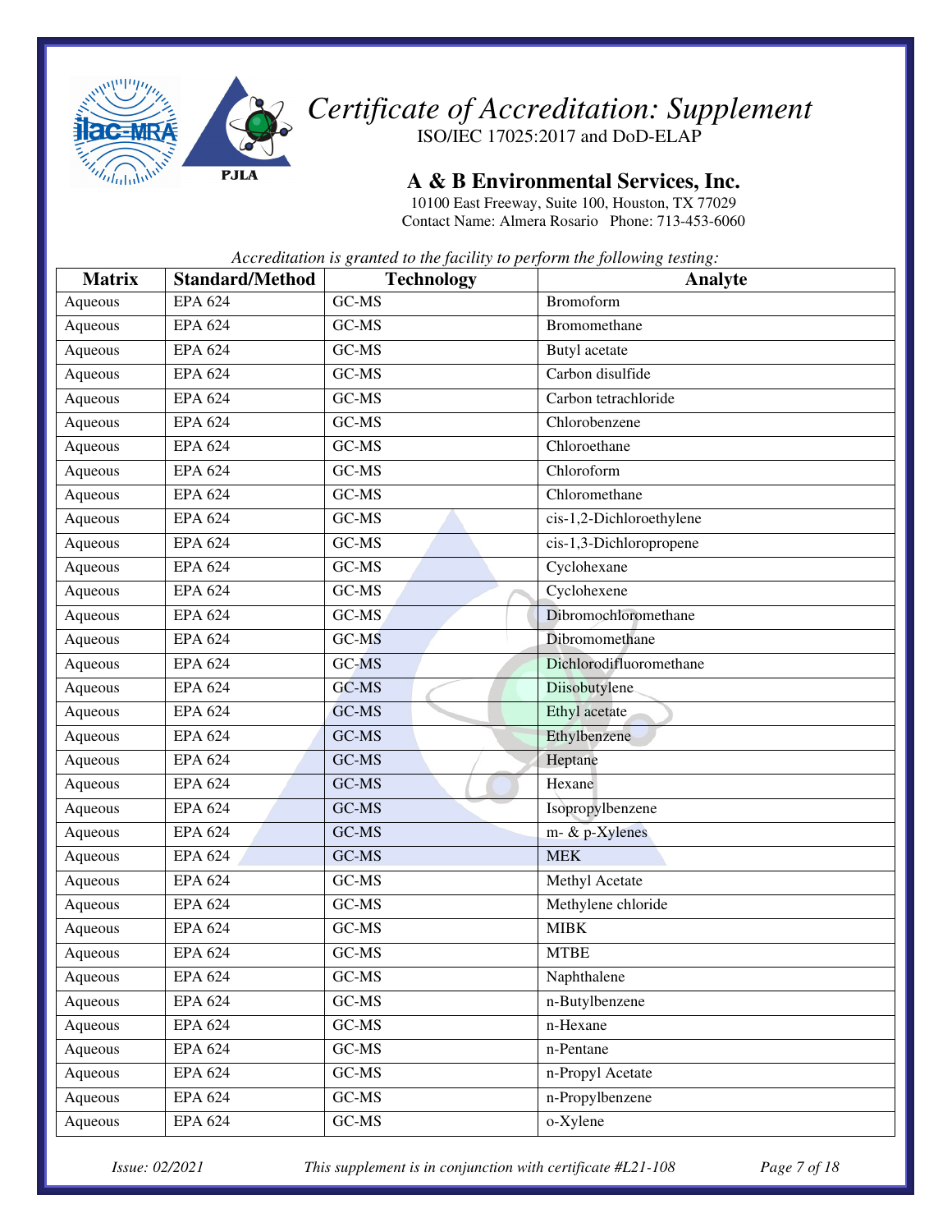# *Certificate of Accreditation: Supplement*

ISO/IEC 17025:2017 and DoD-ELAP

## A & B Environmental Services, Inc.

10100 East Freeway, Suite 100, Houston, TX 77029
Contact Name: Almera Rosario Phone: 713-453-6060

*Accreditation is granted to the facility to perform the following testing:*

| Matrix | Standard/Method | Technology | Analyte |
|---|---|---|---|
| Aqueous | EPA 624 | GC-MS | Bromoform |
| Aqueous | EPA 624 | GC-MS | Bromomethane |
| Aqueous | EPA 624 | GC-MS | Butyl acetate |
| Aqueous | EPA 624 | GC-MS | Carbon disulfide |
| Aqueous | EPA 624 | GC-MS | Carbon tetrachloride |
| Aqueous | EPA 624 | GC-MS | Chlorobenzene |
| Aqueous | EPA 624 | GC-MS | Chloroethane |
| Aqueous | EPA 624 | GC-MS | Chloroform |
| Aqueous | EPA 624 | GC-MS | Chloromethane |
| Aqueous | EPA 624 | GC-MS | cis-1,2-Dichloroethylene |
| Aqueous | EPA 624 | GC-MS | cis-1,3-Dichloropropene |
| Aqueous | EPA 624 | GC-MS | Cyclohexane |
| Aqueous | EPA 624 | GC-MS | Cyclohexene |
| Aqueous | EPA 624 | GC-MS | Dibromochloromethane |
| Aqueous | EPA 624 | GC-MS | Dibromomethane |
| Aqueous | EPA 624 | GC-MS | Dichlorodifluoromethane |
| Aqueous | EPA 624 | GC-MS | Diisobutylene |
| Aqueous | EPA 624 | GC-MS | Ethyl acetate |
| Aqueous | EPA 624 | GC-MS | Ethylbenzene |
| Aqueous | EPA 624 | GC-MS | Heptane |
| Aqueous | EPA 624 | GC-MS | Hexane |
| Aqueous | EPA 624 | GC-MS | Isopropylbenzene |
| Aqueous | EPA 624 | GC-MS | m- & p-Xylenes |
| Aqueous | EPA 624 | GC-MS | MEK |
| Aqueous | EPA 624 | GC-MS | Methyl Acetate |
| Aqueous | EPA 624 | GC-MS | Methylene chloride |
| Aqueous | EPA 624 | GC-MS | MIBK |
| Aqueous | EPA 624 | GC-MS | MTBE |
| Aqueous | EPA 624 | GC-MS | Naphthalene |
| Aqueous | EPA 624 | GC-MS | n-Butylbenzene |
| Aqueous | EPA 624 | GC-MS | n-Hexane |
| Aqueous | EPA 624 | GC-MS | n-Pentane |
| Aqueous | EPA 624 | GC-MS | n-Propyl Acetate |
| Aqueous | EPA 624 | GC-MS | n-Propylbenzene |
| Aqueous | EPA 624 | GC-MS | o-Xylene |

*Issue: 02/2021* *This supplement is in conjunction with certificate #L21-108*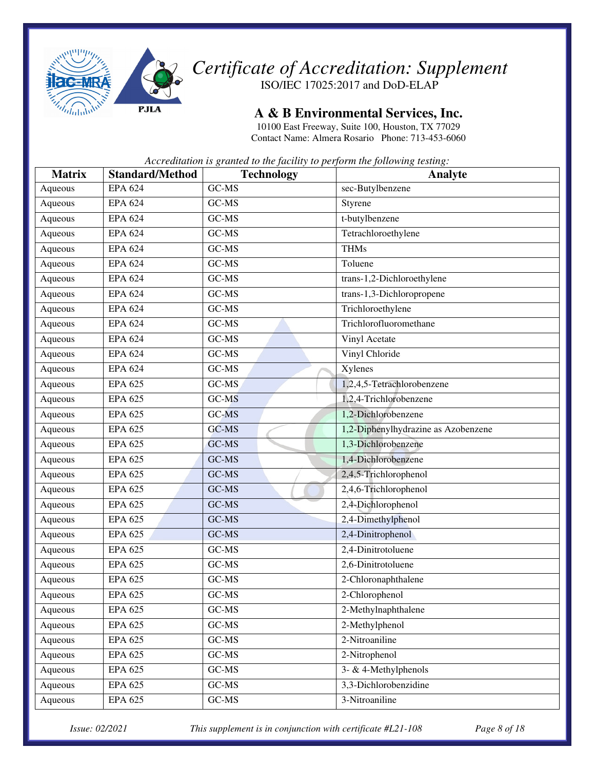# Certificate of Accreditation: Supplement

ISO/IEC 17025:2017 and DoD-ELAP

## A & B Environmental Services, Inc.

10100 East Freeway, Suite 100, Houston, TX 77029
Contact Name: Almera Rosario Phone: 713-453-6060

*Accreditation is granted to the facility to perform the following testing:*

| Matrix | Standard/Method | Technology | Analyte |
|---|---|---|---|
| Aqueous | EPA 624 | GC-MS | sec-Butylbenzene |
| Aqueous | EPA 624 | GC-MS | Styrene |
| Aqueous | EPA 624 | GC-MS | t-butylbenzene |
| Aqueous | EPA 624 | GC-MS | Tetrachloroethylene |
| Aqueous | EPA 624 | GC-MS | THMs |
| Aqueous | EPA 624 | GC-MS | Toluene |
| Aqueous | EPA 624 | GC-MS | trans-1,2-Dichloroethylene |
| Aqueous | EPA 624 | GC-MS | trans-1,3-Dichloropropene |
| Aqueous | EPA 624 | GC-MS | Trichloroethylene |
| Aqueous | EPA 624 | GC-MS | Trichlorofluoromethane |
| Aqueous | EPA 624 | GC-MS | Vinyl Acetate |
| Aqueous | EPA 624 | GC-MS | Vinyl Chloride |
| Aqueous | EPA 624 | GC-MS | Xylenes |
| Aqueous | EPA 625 | GC-MS | 1,2,4,5-Tetrachlorobenzene |
| Aqueous | EPA 625 | GC-MS | 1,2,4-Trichlorobenzene |
| Aqueous | EPA 625 | GC-MS | 1,2-Dichlorobenzene |
| Aqueous | EPA 625 | GC-MS | 1,2-Diphenylhydrazine as Azobenzene |
| Aqueous | EPA 625 | GC-MS | 1,3-Dichlorobenzene |
| Aqueous | EPA 625 | GC-MS | 1,4-Dichlorobenzene |
| Aqueous | EPA 625 | GC-MS | 2,4,5-Trichlorophenol |
| Aqueous | EPA 625 | GC-MS | 2,4,6-Trichlorophenol |
| Aqueous | EPA 625 | GC-MS | 2,4-Dichlorophenol |
| Aqueous | EPA 625 | GC-MS | 2,4-Dimethylphenol |
| Aqueous | EPA 625 | GC-MS | 2,4-Dinitrophenol |
| Aqueous | EPA 625 | GC-MS | 2,4-Dinitrotoluene |
| Aqueous | EPA 625 | GC-MS | 2,6-Dinitrotoluene |
| Aqueous | EPA 625 | GC-MS | 2-Chloronaphthalene |
| Aqueous | EPA 625 | GC-MS | 2-Chlorophenol |
| Aqueous | EPA 625 | GC-MS | 2-Methylnaphthalene |
| Aqueous | EPA 625 | GC-MS | 2-Methylphenol |
| Aqueous | EPA 625 | GC-MS | 2-Nitroaniline |
| Aqueous | EPA 625 | GC-MS | 2-Nitrophenol |
| Aqueous | EPA 625 | GC-MS | 3- & 4-Methylphenols |
| Aqueous | EPA 625 | GC-MS | 3,3-Dichlorobenzidine |
| Aqueous | EPA 625 | GC-MS | 3-Nitroaniline |

*Issue: 02/2021* *This supplement is in conjunction with certificate #L21-108*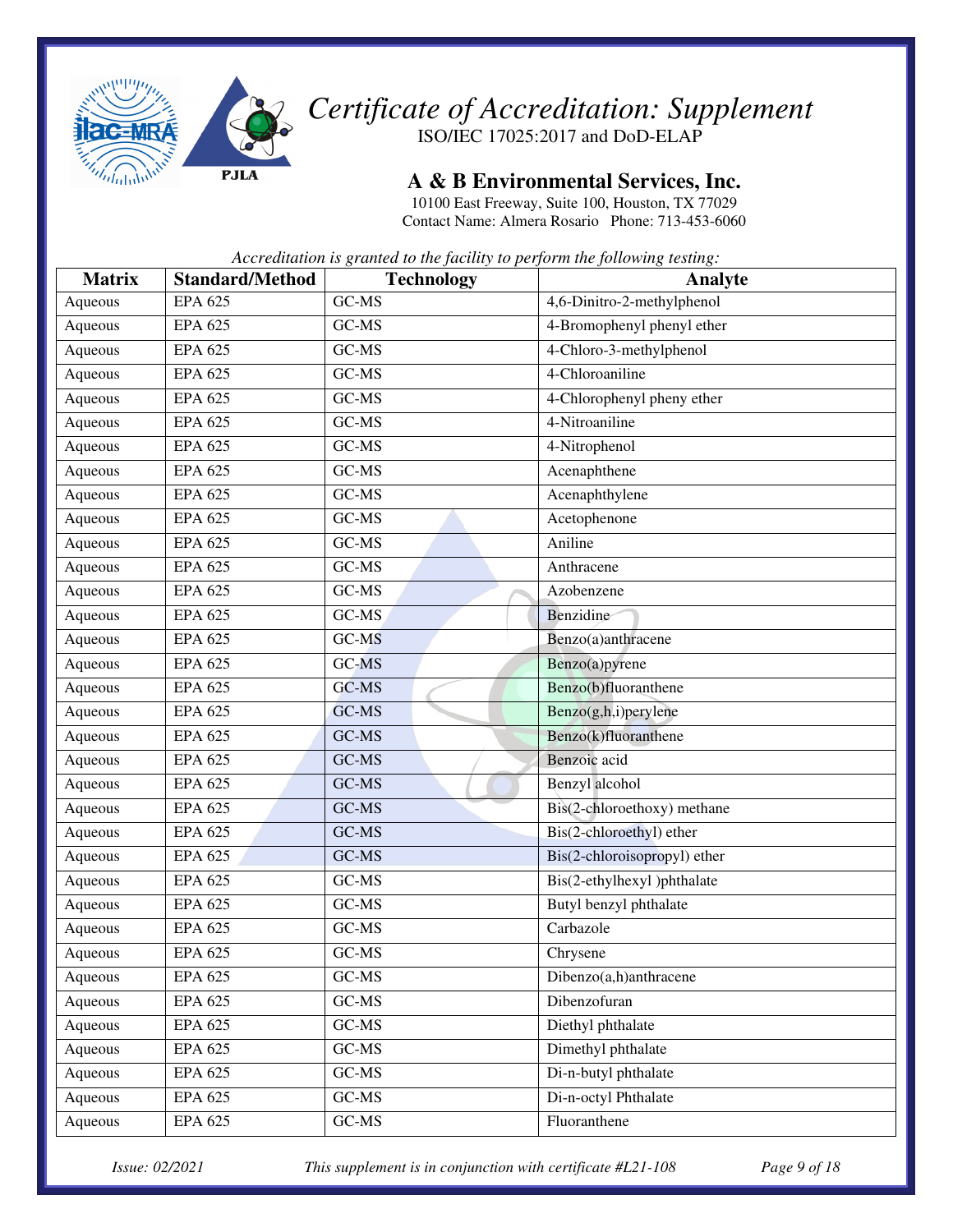# Certificate of Accreditation: Supplement

ISO/IEC 17025:2017 and DoD-ELAP

## A & B Environmental Services, Inc.

10100 East Freeway, Suite 100, Houston, TX 77029
Contact Name: Almera Rosario Phone: 713-453-6060

*Accreditation is granted to the facility to perform the following testing:*

| Matrix | Standard/Method | Technology | Analyte |
|---|---|---|---|
| Aqueous | EPA 625 | GC-MS | 4,6-Dinitro-2-methylphenol |
| Aqueous | EPA 625 | GC-MS | 4-Bromophenyl phenyl ether |
| Aqueous | EPA 625 | GC-MS | 4-Chloro-3-methylphenol |
| Aqueous | EPA 625 | GC-MS | 4-Chloroaniline |
| Aqueous | EPA 625 | GC-MS | 4-Chlorophenyl pheny ether |
| Aqueous | EPA 625 | GC-MS | 4-Nitroaniline |
| Aqueous | EPA 625 | GC-MS | 4-Nitrophenol |
| Aqueous | EPA 625 | GC-MS | Acenaphthene |
| Aqueous | EPA 625 | GC-MS | Acenaphthylene |
| Aqueous | EPA 625 | GC-MS | Acetophenone |
| Aqueous | EPA 625 | GC-MS | Aniline |
| Aqueous | EPA 625 | GC-MS | Anthracene |
| Aqueous | EPA 625 | GC-MS | Azobenzene |
| Aqueous | EPA 625 | GC-MS | Benzidine |
| Aqueous | EPA 625 | GC-MS | Benzo(a)anthracene |
| Aqueous | EPA 625 | GC-MS | Benzo(a)pyrene |
| Aqueous | EPA 625 | GC-MS | Benzo(b)fluoranthene |
| Aqueous | EPA 625 | GC-MS | Benzo(g,h,i)perylene |
| Aqueous | EPA 625 | GC-MS | Benzo(k)fluoranthene |
| Aqueous | EPA 625 | GC-MS | Benzoic acid |
| Aqueous | EPA 625 | GC-MS | Benzyl alcohol |
| Aqueous | EPA 625 | GC-MS | Bis(2-chloroethoxy) methane |
| Aqueous | EPA 625 | GC-MS | Bis(2-chloroethyl) ether |
| Aqueous | EPA 625 | GC-MS | Bis(2-chloroisopropyl) ether |
| Aqueous | EPA 625 | GC-MS | Bis(2-ethylhexyl )phthalate |
| Aqueous | EPA 625 | GC-MS | Butyl benzyl phthalate |
| Aqueous | EPA 625 | GC-MS | Carbazole |
| Aqueous | EPA 625 | GC-MS | Chrysene |
| Aqueous | EPA 625 | GC-MS | Dibenzo(a,h)anthracene |
| Aqueous | EPA 625 | GC-MS | Dibenzofuran |
| Aqueous | EPA 625 | GC-MS | Diethyl phthalate |
| Aqueous | EPA 625 | GC-MS | Dimethyl phthalate |
| Aqueous | EPA 625 | GC-MS | Di-n-butyl phthalate |
| Aqueous | EPA 625 | GC-MS | Di-n-octyl Phthalate |
| Aqueous | EPA 625 | GC-MS | Fluoranthene |

*Issue: 02/2021* *This supplement is in conjunction with certificate #L21-108*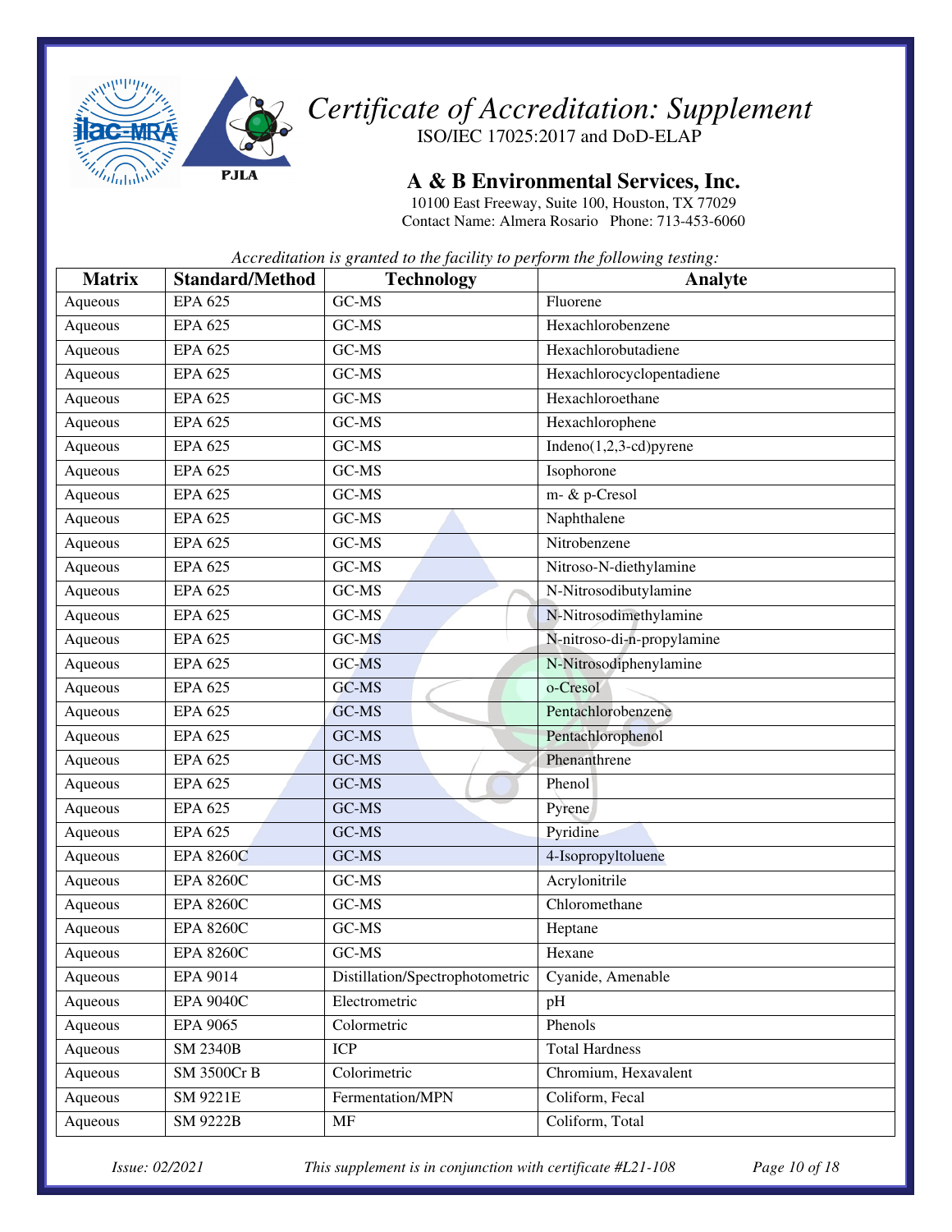# Certificate of Accreditation: Supplement

ISO/IEC 17025:2017 and DoD-ELAP

## A & B Environmental Services, Inc.

10100 East Freeway, Suite 100, Houston, TX 77029
Contact Name: Almera Rosario Phone: 713-453-6060

*Accreditation is granted to the facility to perform the following testing:*

| Matrix | Standard/Method | Technology | Analyte |
|---|---|---|---|
| Aqueous | EPA 625 | GC-MS | Fluorene |
| Aqueous | EPA 625 | GC-MS | Hexachlorobenzene |
| Aqueous | EPA 625 | GC-MS | Hexachlorobutadiene |
| Aqueous | EPA 625 | GC-MS | Hexachlorocyclopentadiene |
| Aqueous | EPA 625 | GC-MS | Hexachloroethane |
| Aqueous | EPA 625 | GC-MS | Hexachlorophene |
| Aqueous | EPA 625 | GC-MS | Indeno(1,2,3-cd)pyrene |
| Aqueous | EPA 625 | GC-MS | Isophorone |
| Aqueous | EPA 625 | GC-MS | m- & p-Cresol |
| Aqueous | EPA 625 | GC-MS | Naphthalene |
| Aqueous | EPA 625 | GC-MS | Nitrobenzene |
| Aqueous | EPA 625 | GC-MS | Nitroso-N-diethylamine |
| Aqueous | EPA 625 | GC-MS | N-Nitrosodibutylamine |
| Aqueous | EPA 625 | GC-MS | N-Nitrosodimethylamine |
| Aqueous | EPA 625 | GC-MS | N-nitroso-di-n-propylamine |
| Aqueous | EPA 625 | GC-MS | N-Nitrosodiphenylamine |
| Aqueous | EPA 625 | GC-MS | o-Cresol |
| Aqueous | EPA 625 | GC-MS | Pentachlorobenzene |
| Aqueous | EPA 625 | GC-MS | Pentachlorophenol |
| Aqueous | EPA 625 | GC-MS | Phenanthrene |
| Aqueous | EPA 625 | GC-MS | Phenol |
| Aqueous | EPA 625 | GC-MS | Pyrene |
| Aqueous | EPA 625 | GC-MS | Pyridine |
| Aqueous | EPA 8260C | GC-MS | 4-Isopropyltoluene |
| Aqueous | EPA 8260C | GC-MS | Acrylonitrile |
| Aqueous | EPA 8260C | GC-MS | Chloromethane |
| Aqueous | EPA 8260C | GC-MS | Heptane |
| Aqueous | EPA 8260C | GC-MS | Hexane |
| Aqueous | EPA 9014 | Distillation/Spectrophotometric | Cyanide, Amenable |
| Aqueous | EPA 9040C | Electrometric | pH |
| Aqueous | EPA 9065 | Colormetric | Phenols |
| Aqueous | SM 2340B | ICP | Total Hardness |
| Aqueous | SM 3500Cr B | Colorimetric | Chromium, Hexavalent |
| Aqueous | SM 9221E | Fermentation/MPN | Coliform, Fecal |
| Aqueous | SM 9222B | MF | Coliform, Total |

*Issue: 02/2021* *This supplement is in conjunction with certificate #L21-108*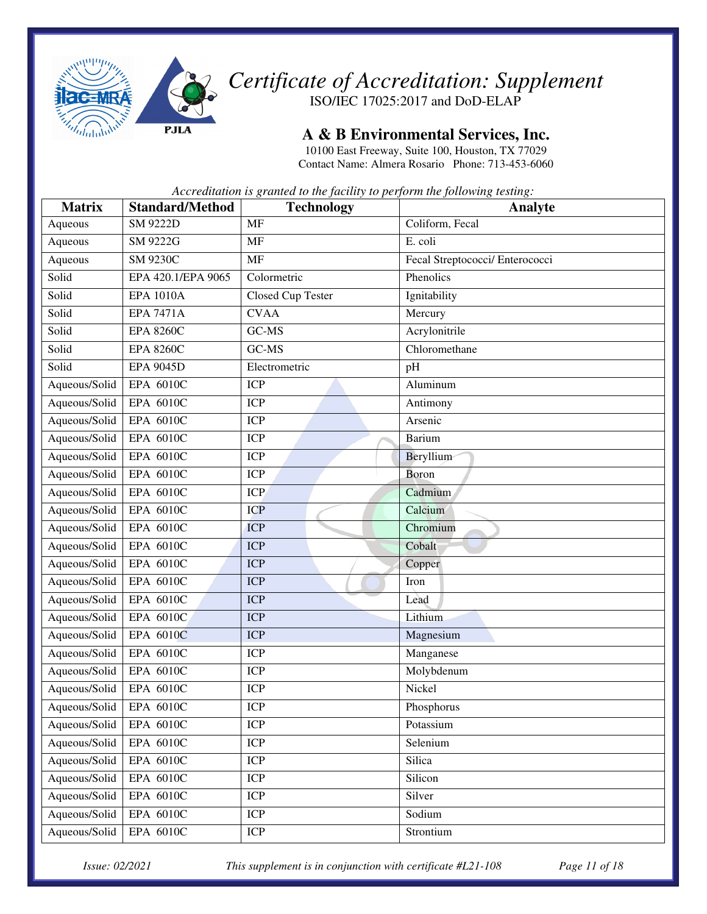# Certificate of Accreditation: Supplement

ISO/IEC 17025:2017 and DoD-ELAP

## A & B Environmental Services, Inc.

10100 East Freeway, Suite 100, Houston, TX 77029
Contact Name: Almera Rosario Phone: 713-453-6060

*Accreditation is granted to the facility to perform the following testing:*

| Matrix | Standard/Method | Technology | Analyte |
|---|---|---|---|
| Aqueous | SM 9222D | MF | Coliform, Fecal |
| Aqueous | SM 9222G | MF | E. coli |
| Aqueous | SM 9230C | MF | Fecal Streptococci/ Enterococci |
| Solid | EPA 420.1/EPA 9065 | Colormetric | Phenolics |
| Solid | EPA 1010A | Closed Cup Tester | Ignitability |
| Solid | EPA 7471A | CVAA | Mercury |
| Solid | EPA 8260C | GC-MS | Acrylonitrile |
| Solid | EPA 8260C | GC-MS | Chloromethane |
| Solid | EPA 9045D | Electrometric | pH |
| Aqueous/Solid | EPA 6010C | ICP | Aluminum |
| Aqueous/Solid | EPA 6010C | ICP | Antimony |
| Aqueous/Solid | EPA 6010C | ICP | Arsenic |
| Aqueous/Solid | EPA 6010C | ICP | Barium |
| Aqueous/Solid | EPA 6010C | ICP | Beryllium |
| Aqueous/Solid | EPA 6010C | ICP | Boron |
| Aqueous/Solid | EPA 6010C | ICP | Cadmium |
| Aqueous/Solid | EPA 6010C | ICP | Calcium |
| Aqueous/Solid | EPA 6010C | ICP | Chromium |
| Aqueous/Solid | EPA 6010C | ICP | Cobalt |
| Aqueous/Solid | EPA 6010C | ICP | Copper |
| Aqueous/Solid | EPA 6010C | ICP | Iron |
| Aqueous/Solid | EPA 6010C | ICP | Lead |
| Aqueous/Solid | EPA 6010C | ICP | Lithium |
| Aqueous/Solid | EPA 6010C | ICP | Magnesium |
| Aqueous/Solid | EPA 6010C | ICP | Manganese |
| Aqueous/Solid | EPA 6010C | ICP | Molybdenum |
| Aqueous/Solid | EPA 6010C | ICP | Nickel |
| Aqueous/Solid | EPA 6010C | ICP | Phosphorus |
| Aqueous/Solid | EPA 6010C | ICP | Potassium |
| Aqueous/Solid | EPA 6010C | ICP | Selenium |
| Aqueous/Solid | EPA 6010C | ICP | Silica |
| Aqueous/Solid | EPA 6010C | ICP | Silicon |
| Aqueous/Solid | EPA 6010C | ICP | Silver |
| Aqueous/Solid | EPA 6010C | ICP | Sodium |
| Aqueous/Solid | EPA 6010C | ICP | Strontium |

*Issue: 02/2021* *This supplement is in conjunction with certificate #L21-108*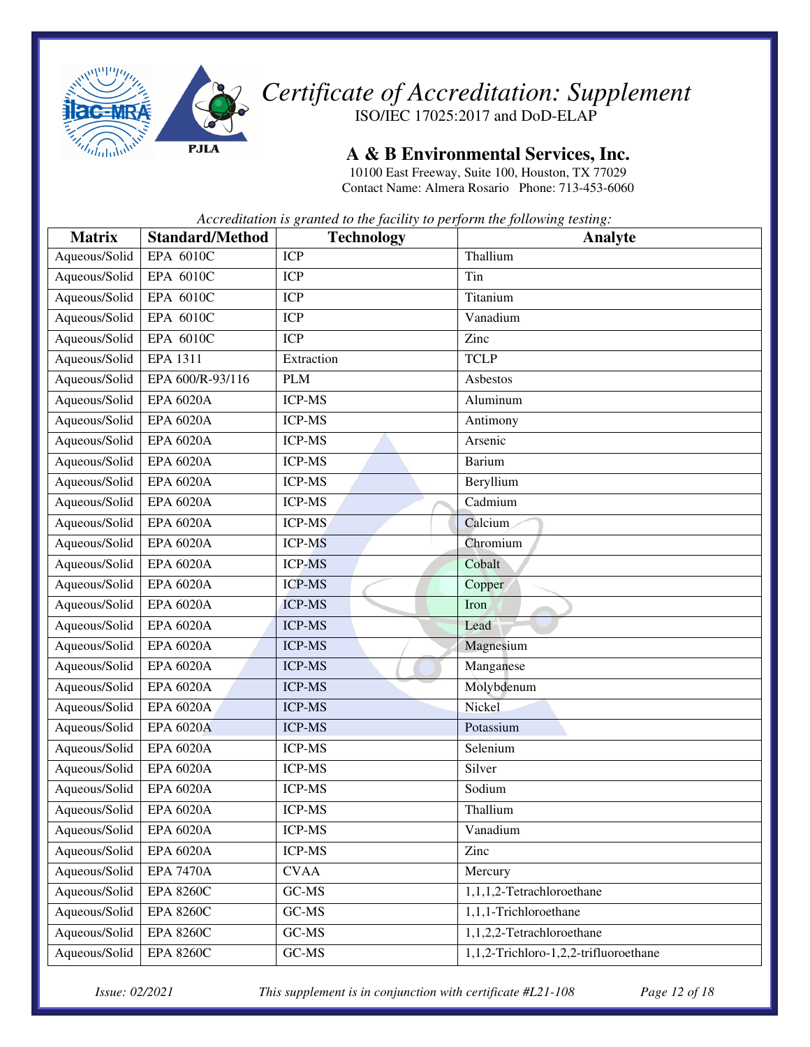# Certificate of Accreditation: Supplement

ISO/IEC 17025:2017 and DoD-ELAP

## A & B Environmental Services, Inc.

10100 East Freeway, Suite 100, Houston, TX 77029
Contact Name: Almera Rosario Phone: 713-453-6060

*Accreditation is granted to the facility to perform the following testing:*

| Matrix | Standard/Method | Technology | Analyte |
|---|---|---|---|
| Aqueous/Solid | EPA 6010C | ICP | Thallium |
| Aqueous/Solid | EPA 6010C | ICP | Tin |
| Aqueous/Solid | EPA 6010C | ICP | Titanium |
| Aqueous/Solid | EPA 6010C | ICP | Vanadium |
| Aqueous/Solid | EPA 6010C | ICP | Zinc |
| Aqueous/Solid | EPA 1311 | Extraction | TCLP |
| Aqueous/Solid | EPA 600/R-93/116 | PLM | Asbestos |
| Aqueous/Solid | EPA 6020A | ICP-MS | Aluminum |
| Aqueous/Solid | EPA 6020A | ICP-MS | Antimony |
| Aqueous/Solid | EPA 6020A | ICP-MS | Arsenic |
| Aqueous/Solid | EPA 6020A | ICP-MS | Barium |
| Aqueous/Solid | EPA 6020A | ICP-MS | Beryllium |
| Aqueous/Solid | EPA 6020A | ICP-MS | Cadmium |
| Aqueous/Solid | EPA 6020A | ICP-MS | Calcium |
| Aqueous/Solid | EPA 6020A | ICP-MS | Chromium |
| Aqueous/Solid | EPA 6020A | ICP-MS | Cobalt |
| Aqueous/Solid | EPA 6020A | ICP-MS | Copper |
| Aqueous/Solid | EPA 6020A | ICP-MS | Iron |
| Aqueous/Solid | EPA 6020A | ICP-MS | Lead |
| Aqueous/Solid | EPA 6020A | ICP-MS | Magnesium |
| Aqueous/Solid | EPA 6020A | ICP-MS | Manganese |
| Aqueous/Solid | EPA 6020A | ICP-MS | Molybdenum |
| Aqueous/Solid | EPA 6020A | ICP-MS | Nickel |
| Aqueous/Solid | EPA 6020A | ICP-MS | Potassium |
| Aqueous/Solid | EPA 6020A | ICP-MS | Selenium |
| Aqueous/Solid | EPA 6020A | ICP-MS | Silver |
| Aqueous/Solid | EPA 6020A | ICP-MS | Sodium |
| Aqueous/Solid | EPA 6020A | ICP-MS | Thallium |
| Aqueous/Solid | EPA 6020A | ICP-MS | Vanadium |
| Aqueous/Solid | EPA 6020A | ICP-MS | Zinc |
| Aqueous/Solid | EPA 7470A | CVAA | Mercury |
| Aqueous/Solid | EPA 8260C | GC-MS | 1,1,1,2-Tetrachloroethane |
| Aqueous/Solid | EPA 8260C | GC-MS | 1,1,1-Trichloroethane |
| Aqueous/Solid | EPA 8260C | GC-MS | 1,1,2,2-Tetrachloroethane |
| Aqueous/Solid | EPA 8260C | GC-MS | 1,1,2-Trichloro-1,2,2-trifluoroethane |

*Issue: 02/2021* *This supplement is in conjunction with certificate #L21-108*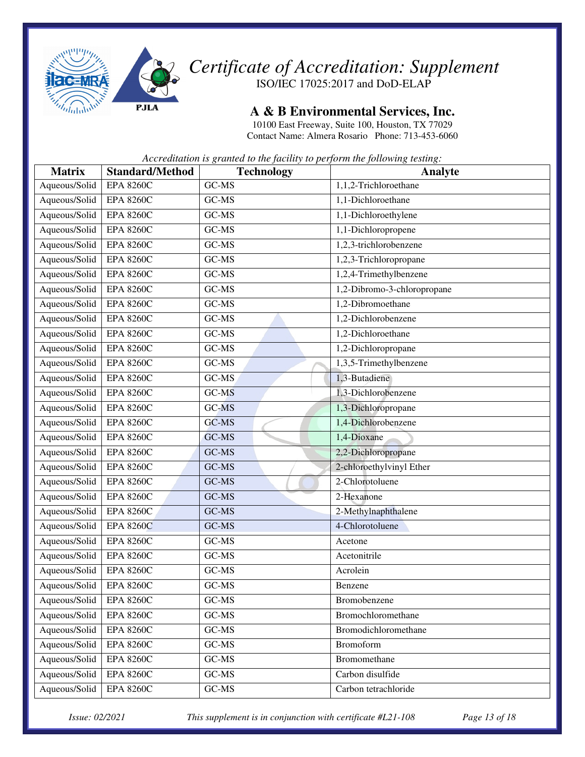# Certificate of Accreditation: Supplement

ISO/IEC 17025:2017 and DoD-ELAP

## A & B Environmental Services, Inc.

10100 East Freeway, Suite 100, Houston, TX 77029
Contact Name: Almera Rosario Phone: 713-453-6060

*Accreditation is granted to the facility to perform the following testing:*

| Matrix | Standard/Method | Technology | Analyte |
|---|---|---|---|
| Aqueous/Solid | EPA 8260C | GC-MS | 1,1,2-Trichloroethane |
| Aqueous/Solid | EPA 8260C | GC-MS | 1,1-Dichloroethane |
| Aqueous/Solid | EPA 8260C | GC-MS | 1,1-Dichloroethylene |
| Aqueous/Solid | EPA 8260C | GC-MS | 1,1-Dichloropropene |
| Aqueous/Solid | EPA 8260C | GC-MS | 1,2,3-trichlorobenzene |
| Aqueous/Solid | EPA 8260C | GC-MS | 1,2,3-Trichloropropane |
| Aqueous/Solid | EPA 8260C | GC-MS | 1,2,4-Trimethylbenzene |
| Aqueous/Solid | EPA 8260C | GC-MS | 1,2-Dibromo-3-chloropropane |
| Aqueous/Solid | EPA 8260C | GC-MS | 1,2-Dibromoethane |
| Aqueous/Solid | EPA 8260C | GC-MS | 1,2-Dichlorobenzene |
| Aqueous/Solid | EPA 8260C | GC-MS | 1,2-Dichloroethane |
| Aqueous/Solid | EPA 8260C | GC-MS | 1,2-Dichloropropane |
| Aqueous/Solid | EPA 8260C | GC-MS | 1,3,5-Trimethylbenzene |
| Aqueous/Solid | EPA 8260C | GC-MS | 1,3-Butadiene |
| Aqueous/Solid | EPA 8260C | GC-MS | 1,3-Dichlorobenzene |
| Aqueous/Solid | EPA 8260C | GC-MS | 1,3-Dichloropropane |
| Aqueous/Solid | EPA 8260C | GC-MS | 1,4-Dichlorobenzene |
| Aqueous/Solid | EPA 8260C | GC-MS | 1,4-Dioxane |
| Aqueous/Solid | EPA 8260C | GC-MS | 2,2-Dichloropropane |
| Aqueous/Solid | EPA 8260C | GC-MS | 2-chloroethylvinyl Ether |
| Aqueous/Solid | EPA 8260C | GC-MS | 2-Chlorotoluene |
| Aqueous/Solid | EPA 8260C | GC-MS | 2-Hexanone |
| Aqueous/Solid | EPA 8260C | GC-MS | 2-Methylnaphthalene |
| Aqueous/Solid | EPA 8260C | GC-MS | 4-Chlorotoluene |
| Aqueous/Solid | EPA 8260C | GC-MS | Acetone |
| Aqueous/Solid | EPA 8260C | GC-MS | Acetonitrile |
| Aqueous/Solid | EPA 8260C | GC-MS | Acrolein |
| Aqueous/Solid | EPA 8260C | GC-MS | Benzene |
| Aqueous/Solid | EPA 8260C | GC-MS | Bromobenzene |
| Aqueous/Solid | EPA 8260C | GC-MS | Bromochloromethane |
| Aqueous/Solid | EPA 8260C | GC-MS | Bromodichloromethane |
| Aqueous/Solid | EPA 8260C | GC-MS | Bromoform |
| Aqueous/Solid | EPA 8260C | GC-MS | Bromomethane |
| Aqueous/Solid | EPA 8260C | GC-MS | Carbon disulfide |
| Aqueous/Solid | EPA 8260C | GC-MS | Carbon tetrachloride |

*Issue: 02/2021* *This supplement is in conjunction with certificate #L21-108*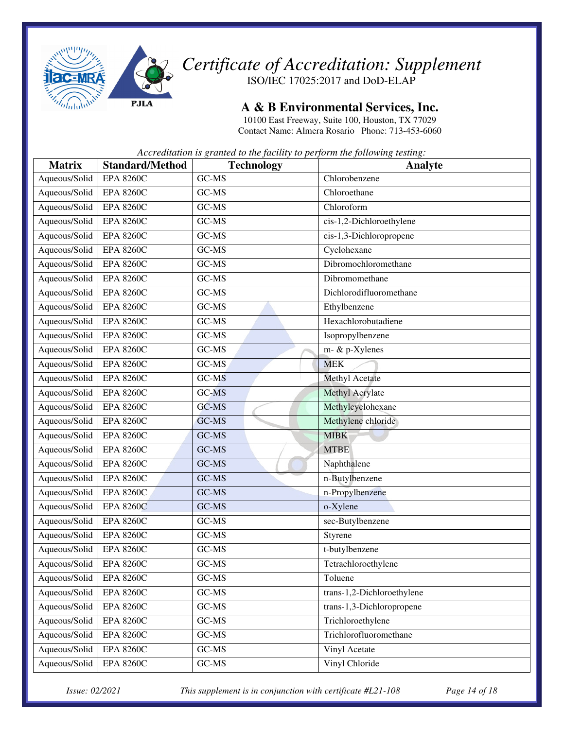# Certificate of Accreditation: Supplement

ISO/IEC 17025:2017 and DoD-ELAP

## A & B Environmental Services, Inc.

10100 East Freeway, Suite 100, Houston, TX 77029
Contact Name: Almera Rosario Phone: 713-453-6060

*Accreditation is granted to the facility to perform the following testing:*

| Matrix | Standard/Method | Technology | Analyte |
|---|---|---|---|
| Aqueous/Solid | EPA 8260C | GC-MS | Chlorobenzene |
| Aqueous/Solid | EPA 8260C | GC-MS | Chloroethane |
| Aqueous/Solid | EPA 8260C | GC-MS | Chloroform |
| Aqueous/Solid | EPA 8260C | GC-MS | cis-1,2-Dichloroethylene |
| Aqueous/Solid | EPA 8260C | GC-MS | cis-1,3-Dichloropropene |
| Aqueous/Solid | EPA 8260C | GC-MS | Cyclohexane |
| Aqueous/Solid | EPA 8260C | GC-MS | Dibromochloromethane |
| Aqueous/Solid | EPA 8260C | GC-MS | Dibromomethane |
| Aqueous/Solid | EPA 8260C | GC-MS | Dichlorodifluoromethane |
| Aqueous/Solid | EPA 8260C | GC-MS | Ethylbenzene |
| Aqueous/Solid | EPA 8260C | GC-MS | Hexachlorobutadiene |
| Aqueous/Solid | EPA 8260C | GC-MS | Isopropylbenzene |
| Aqueous/Solid | EPA 8260C | GC-MS | m- & p-Xylenes |
| Aqueous/Solid | EPA 8260C | GC-MS | MEK |
| Aqueous/Solid | EPA 8260C | GC-MS | Methyl Acetate |
| Aqueous/Solid | EPA 8260C | GC-MS | Methyl Acrylate |
| Aqueous/Solid | EPA 8260C | GC-MS | Methylcyclohexane |
| Aqueous/Solid | EPA 8260C | GC-MS | Methylene chloride |
| Aqueous/Solid | EPA 8260C | GC-MS | MIBK |
| Aqueous/Solid | EPA 8260C | GC-MS | MTBE |
| Aqueous/Solid | EPA 8260C | GC-MS | Naphthalene |
| Aqueous/Solid | EPA 8260C | GC-MS | n-Butylbenzene |
| Aqueous/Solid | EPA 8260C | GC-MS | n-Propylbenzene |
| Aqueous/Solid | EPA 8260C | GC-MS | o-Xylene |
| Aqueous/Solid | EPA 8260C | GC-MS | sec-Butylbenzene |
| Aqueous/Solid | EPA 8260C | GC-MS | Styrene |
| Aqueous/Solid | EPA 8260C | GC-MS | t-butylbenzene |
| Aqueous/Solid | EPA 8260C | GC-MS | Tetrachloroethylene |
| Aqueous/Solid | EPA 8260C | GC-MS | Toluene |
| Aqueous/Solid | EPA 8260C | GC-MS | trans-1,2-Dichloroethylene |
| Aqueous/Solid | EPA 8260C | GC-MS | trans-1,3-Dichloropropene |
| Aqueous/Solid | EPA 8260C | GC-MS | Trichloroethylene |
| Aqueous/Solid | EPA 8260C | GC-MS | Trichlorofluoromethane |
| Aqueous/Solid | EPA 8260C | GC-MS | Vinyl Acetate |
| Aqueous/Solid | EPA 8260C | GC-MS | Vinyl Chloride |

*Issue: 02/2021* *This supplement is in conjunction with certificate #L21-108*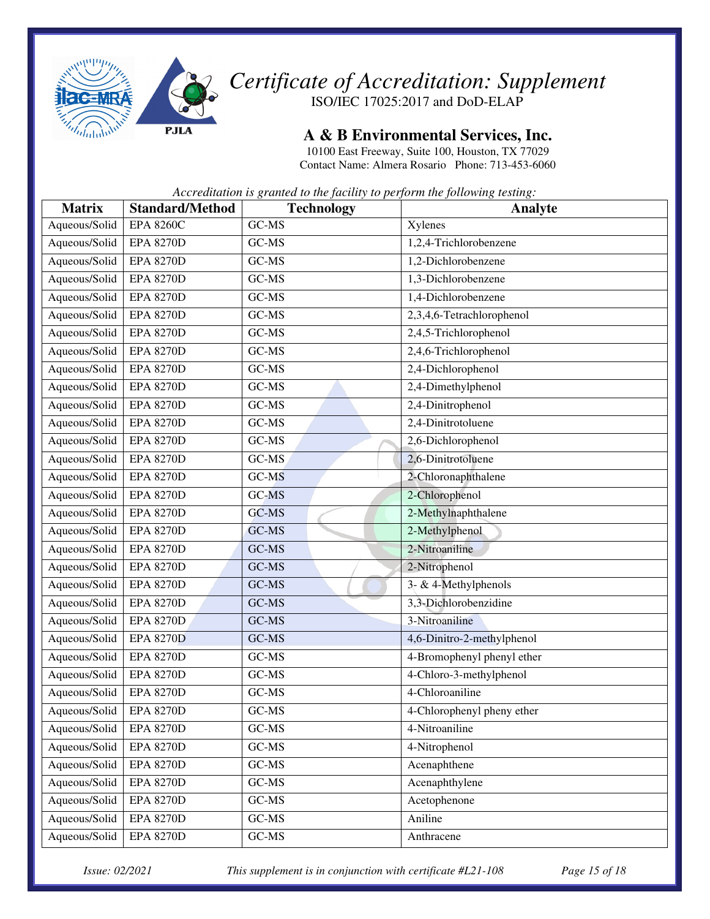# Certificate of Accreditation: Supplement

ISO/IEC 17025:2017 and DoD-ELAP

## A & B Environmental Services, Inc.

10100 East Freeway, Suite 100, Houston, TX 77029
Contact Name: Almera Rosario Phone: 713-453-6060

*Accreditation is granted to the facility to perform the following testing:*

| Matrix | Standard/Method | Technology | Analyte |
|---|---|---|---|
| Aqueous/Solid | EPA 8260C | GC-MS | Xylenes |
| Aqueous/Solid | EPA 8270D | GC-MS | 1,2,4-Trichlorobenzene |
| Aqueous/Solid | EPA 8270D | GC-MS | 1,2-Dichlorobenzene |
| Aqueous/Solid | EPA 8270D | GC-MS | 1,3-Dichlorobenzene |
| Aqueous/Solid | EPA 8270D | GC-MS | 1,4-Dichlorobenzene |
| Aqueous/Solid | EPA 8270D | GC-MS | 2,3,4,6-Tetrachlorophenol |
| Aqueous/Solid | EPA 8270D | GC-MS | 2,4,5-Trichlorophenol |
| Aqueous/Solid | EPA 8270D | GC-MS | 2,4,6-Trichlorophenol |
| Aqueous/Solid | EPA 8270D | GC-MS | 2,4-Dichlorophenol |
| Aqueous/Solid | EPA 8270D | GC-MS | 2,4-Dimethylphenol |
| Aqueous/Solid | EPA 8270D | GC-MS | 2,4-Dinitrophenol |
| Aqueous/Solid | EPA 8270D | GC-MS | 2,4-Dinitrotoluene |
| Aqueous/Solid | EPA 8270D | GC-MS | 2,6-Dichlorophenol |
| Aqueous/Solid | EPA 8270D | GC-MS | 2,6-Dinitrotoluene |
| Aqueous/Solid | EPA 8270D | GC-MS | 2-Chloronaphthalene |
| Aqueous/Solid | EPA 8270D | GC-MS | 2-Chlorophenol |
| Aqueous/Solid | EPA 8270D | GC-MS | 2-Methylnaphthalene |
| Aqueous/Solid | EPA 8270D | GC-MS | 2-Methylphenol |
| Aqueous/Solid | EPA 8270D | GC-MS | 2-Nitroaniline |
| Aqueous/Solid | EPA 8270D | GC-MS | 2-Nitrophenol |
| Aqueous/Solid | EPA 8270D | GC-MS | 3- & 4-Methylphenols |
| Aqueous/Solid | EPA 8270D | GC-MS | 3,3-Dichlorobenzidine |
| Aqueous/Solid | EPA 8270D | GC-MS | 3-Nitroaniline |
| Aqueous/Solid | EPA 8270D | GC-MS | 4,6-Dinitro-2-methylphenol |
| Aqueous/Solid | EPA 8270D | GC-MS | 4-Bromophenyl phenyl ether |
| Aqueous/Solid | EPA 8270D | GC-MS | 4-Chloro-3-methylphenol |
| Aqueous/Solid | EPA 8270D | GC-MS | 4-Chloroaniline |
| Aqueous/Solid | EPA 8270D | GC-MS | 4-Chlorophenyl pheny ether |
| Aqueous/Solid | EPA 8270D | GC-MS | 4-Nitroaniline |
| Aqueous/Solid | EPA 8270D | GC-MS | 4-Nitrophenol |
| Aqueous/Solid | EPA 8270D | GC-MS | Acenaphthene |
| Aqueous/Solid | EPA 8270D | GC-MS | Acenaphthylene |
| Aqueous/Solid | EPA 8270D | GC-MS | Acetophenone |
| Aqueous/Solid | EPA 8270D | GC-MS | Aniline |
| Aqueous/Solid | EPA 8270D | GC-MS | Anthracene |

*Issue: 02/2021* *This supplement is in conjunction with certificate #L21-108*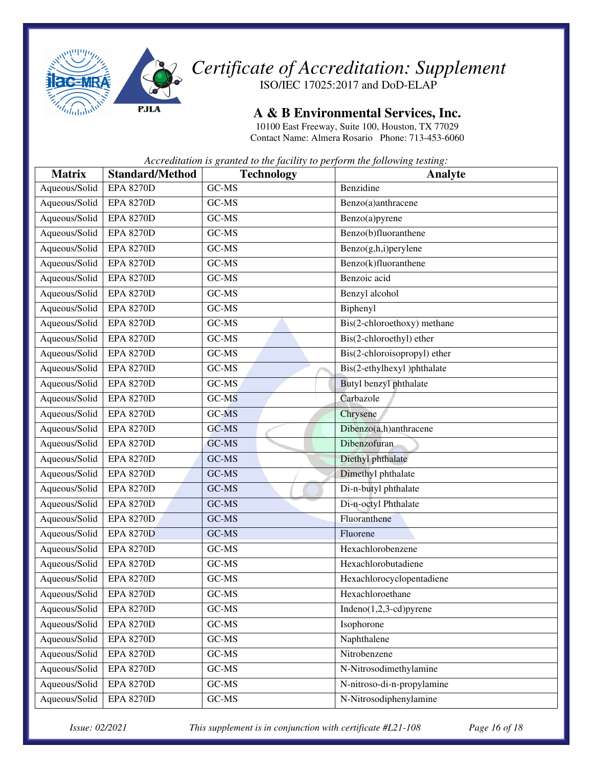# *Certificate of Accreditation: Supplement*

ISO/IEC 17025:2017 and DoD-ELAP

## A & B Environmental Services, Inc.

10100 East Freeway, Suite 100, Houston, TX 77029
Contact Name: Almera Rosario Phone: 713-453-6060

*Accreditation is granted to the facility to perform the following testing:*

| Matrix | Standard/Method | Technology | Analyte |
|---|---|---|---|
| Aqueous/Solid | EPA 8270D | GC-MS | Benzidine |
| Aqueous/Solid | EPA 8270D | GC-MS | Benzo(a)anthracene |
| Aqueous/Solid | EPA 8270D | GC-MS | Benzo(a)pyrene |
| Aqueous/Solid | EPA 8270D | GC-MS | Benzo(b)fluoranthene |
| Aqueous/Solid | EPA 8270D | GC-MS | Benzo(g,h,i)perylene |
| Aqueous/Solid | EPA 8270D | GC-MS | Benzo(k)fluoranthene |
| Aqueous/Solid | EPA 8270D | GC-MS | Benzoic acid |
| Aqueous/Solid | EPA 8270D | GC-MS | Benzyl alcohol |
| Aqueous/Solid | EPA 8270D | GC-MS | Biphenyl |
| Aqueous/Solid | EPA 8270D | GC-MS | Bis(2-chloroethoxy) methane |
| Aqueous/Solid | EPA 8270D | GC-MS | Bis(2-chloroethyl) ether |
| Aqueous/Solid | EPA 8270D | GC-MS | Bis(2-chloroisopropyl) ether |
| Aqueous/Solid | EPA 8270D | GC-MS | Bis(2-ethylhexyl )phthalate |
| Aqueous/Solid | EPA 8270D | GC-MS | Butyl benzyl phthalate |
| Aqueous/Solid | EPA 8270D | GC-MS | Carbazole |
| Aqueous/Solid | EPA 8270D | GC-MS | Chrysene |
| Aqueous/Solid | EPA 8270D | GC-MS | Dibenzo(a,h)anthracene |
| Aqueous/Solid | EPA 8270D | GC-MS | Dibenzofuran |
| Aqueous/Solid | EPA 8270D | GC-MS | Diethyl phthalate |
| Aqueous/Solid | EPA 8270D | GC-MS | Dimethyl phthalate |
| Aqueous/Solid | EPA 8270D | GC-MS | Di-n-butyl phthalate |
| Aqueous/Solid | EPA 8270D | GC-MS | Di-n-octyl Phthalate |
| Aqueous/Solid | EPA 8270D | GC-MS | Fluoranthene |
| Aqueous/Solid | EPA 8270D | GC-MS | Fluorene |
| Aqueous/Solid | EPA 8270D | GC-MS | Hexachlorobenzene |
| Aqueous/Solid | EPA 8270D | GC-MS | Hexachlorobutadiene |
| Aqueous/Solid | EPA 8270D | GC-MS | Hexachlorocyclopentadiene |
| Aqueous/Solid | EPA 8270D | GC-MS | Hexachloroethane |
| Aqueous/Solid | EPA 8270D | GC-MS | Indeno(1,2,3-cd)pyrene |
| Aqueous/Solid | EPA 8270D | GC-MS | Isophorone |
| Aqueous/Solid | EPA 8270D | GC-MS | Naphthalene |
| Aqueous/Solid | EPA 8270D | GC-MS | Nitrobenzene |
| Aqueous/Solid | EPA 8270D | GC-MS | N-Nitrosodimethylamine |
| Aqueous/Solid | EPA 8270D | GC-MS | N-nitroso-di-n-propylamine |
| Aqueous/Solid | EPA 8270D | GC-MS | N-Nitrosodiphenylamine |

*Issue: 02/2021* *This supplement is in conjunction with certificate #L21-108*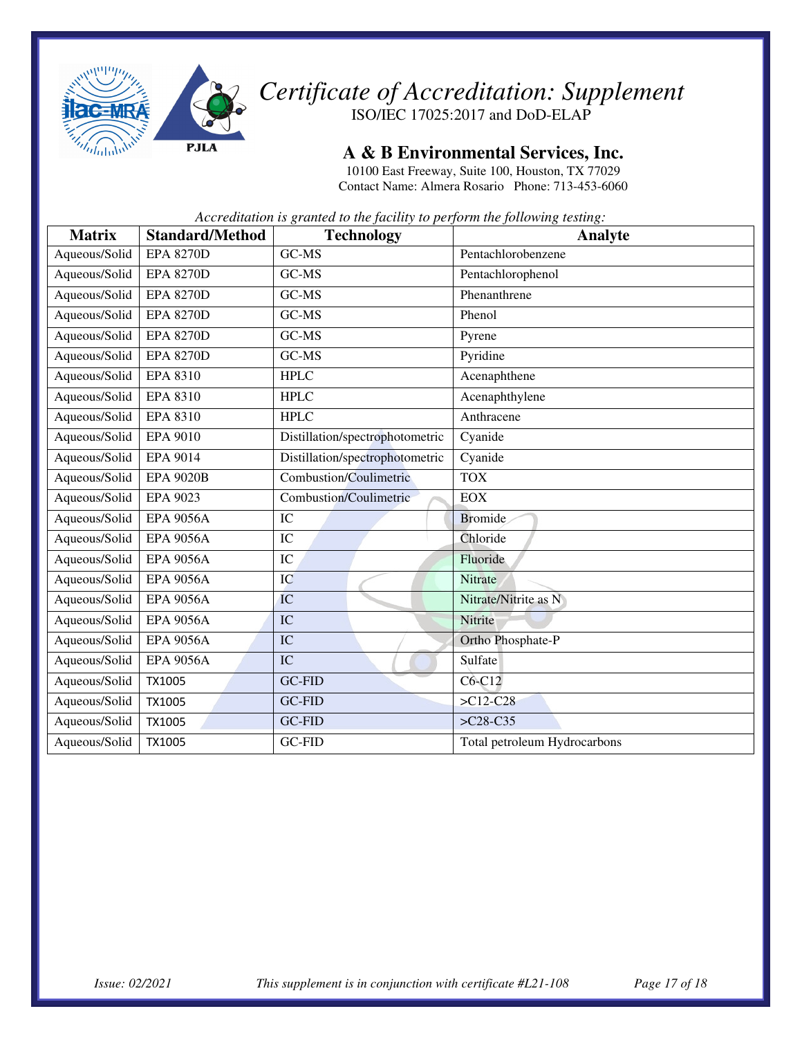# Certificate of Accreditation: Supplement

ISO/IEC 17025:2017 and DoD-ELAP

## A & B Environmental Services, Inc.

10100 East Freeway, Suite 100, Houston, TX 77029
Contact Name: Almera Rosario Phone: 713-453-6060

*Accreditation is granted to the facility to perform the following testing:*

| Matrix | Standard/Method | Technology | Analyte |
|---|---|---|---|
| Aqueous/Solid | EPA 8270D | GC-MS | Pentachlorobenzene |
| Aqueous/Solid | EPA 8270D | GC-MS | Pentachlorophenol |
| Aqueous/Solid | EPA 8270D | GC-MS | Phenanthrene |
| Aqueous/Solid | EPA 8270D | GC-MS | Phenol |
| Aqueous/Solid | EPA 8270D | GC-MS | Pyrene |
| Aqueous/Solid | EPA 8270D | GC-MS | Pyridine |
| Aqueous/Solid | EPA 8310 | HPLC | Acenaphthene |
| Aqueous/Solid | EPA 8310 | HPLC | Acenaphthylene |
| Aqueous/Solid | EPA 8310 | HPLC | Anthracene |
| Aqueous/Solid | EPA 9010 | Distillation/spectrophotometric | Cyanide |
| Aqueous/Solid | EPA 9014 | Distillation/spectrophotometric | Cyanide |
| Aqueous/Solid | EPA 9020B | Combustion/Coulimetric | TOX |
| Aqueous/Solid | EPA 9023 | Combustion/Coulimetric | EOX |
| Aqueous/Solid | EPA 9056A | IC | Bromide |
| Aqueous/Solid | EPA 9056A | IC | Chloride |
| Aqueous/Solid | EPA 9056A | IC | Fluoride |
| Aqueous/Solid | EPA 9056A | IC | Nitrate |
| Aqueous/Solid | EPA 9056A | IC | Nitrate/Nitrite as N |
| Aqueous/Solid | EPA 9056A | IC | Nitrite |
| Aqueous/Solid | EPA 9056A | IC | Ortho Phosphate-P |
| Aqueous/Solid | EPA 9056A | IC | Sulfate |
| Aqueous/Solid | TX1005 | GC-FID | C6-C12 |
| Aqueous/Solid | TX1005 | GC-FID | >C12-C28 |
| Aqueous/Solid | TX1005 | GC-FID | >C28-C35 |
| Aqueous/Solid | TX1005 | GC-FID | Total petroleum Hydrocarbons |

*Issue: 02/2021* *This supplement is in conjunction with certificate #L21-108*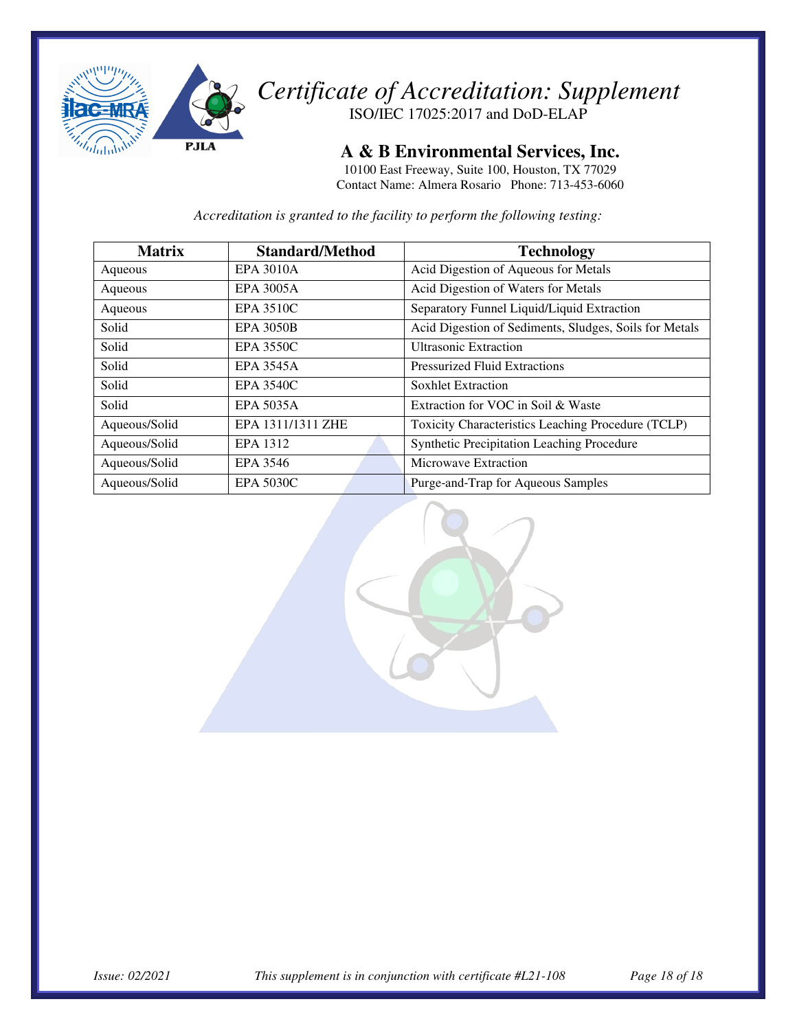# *Certificate of Accreditation: Supplement*

ISO/IEC 17025:2017 and DoD-ELAP

## A & B Environmental Services, Inc.

10100 East Freeway, Suite 100, Houston, TX 77029
Contact Name: Almera Rosario Phone: 713-453-6060

*Accreditation is granted to the facility to perform the following testing:*

| Matrix | Standard/Method | Technology |
| --- | --- | --- |
| Aqueous | EPA 3010A | Acid Digestion of Aqueous for Metals |
| Aqueous | EPA 3005A | Acid Digestion of Waters for Metals |
| Aqueous | EPA 3510C | Separatory Funnel Liquid/Liquid Extraction |
| Solid | EPA 3050B | Acid Digestion of Sediments, Sludges, Soils for Metals |
| Solid | EPA 3550C | Ultrasonic Extraction |
| Solid | EPA 3545A | Pressurized Fluid Extractions |
| Solid | EPA 3540C | Soxhlet Extraction |
| Solid | EPA 5035A | Extraction for VOC in Soil & Waste |
| Aqueous/Solid | EPA 1311/1311 ZHE | Toxicity Characteristics Leaching Procedure (TCLP) |
| Aqueous/Solid | EPA 1312 | Synthetic Precipitation Leaching Procedure |
| Aqueous/Solid | EPA 3546 | Microwave Extraction |
| Aqueous/Solid | EPA 5030C | Purge-and-Trap for Aqueous Samples |

*Issue: 02/2021* *This supplement is in conjunction with certificate #L21-108*